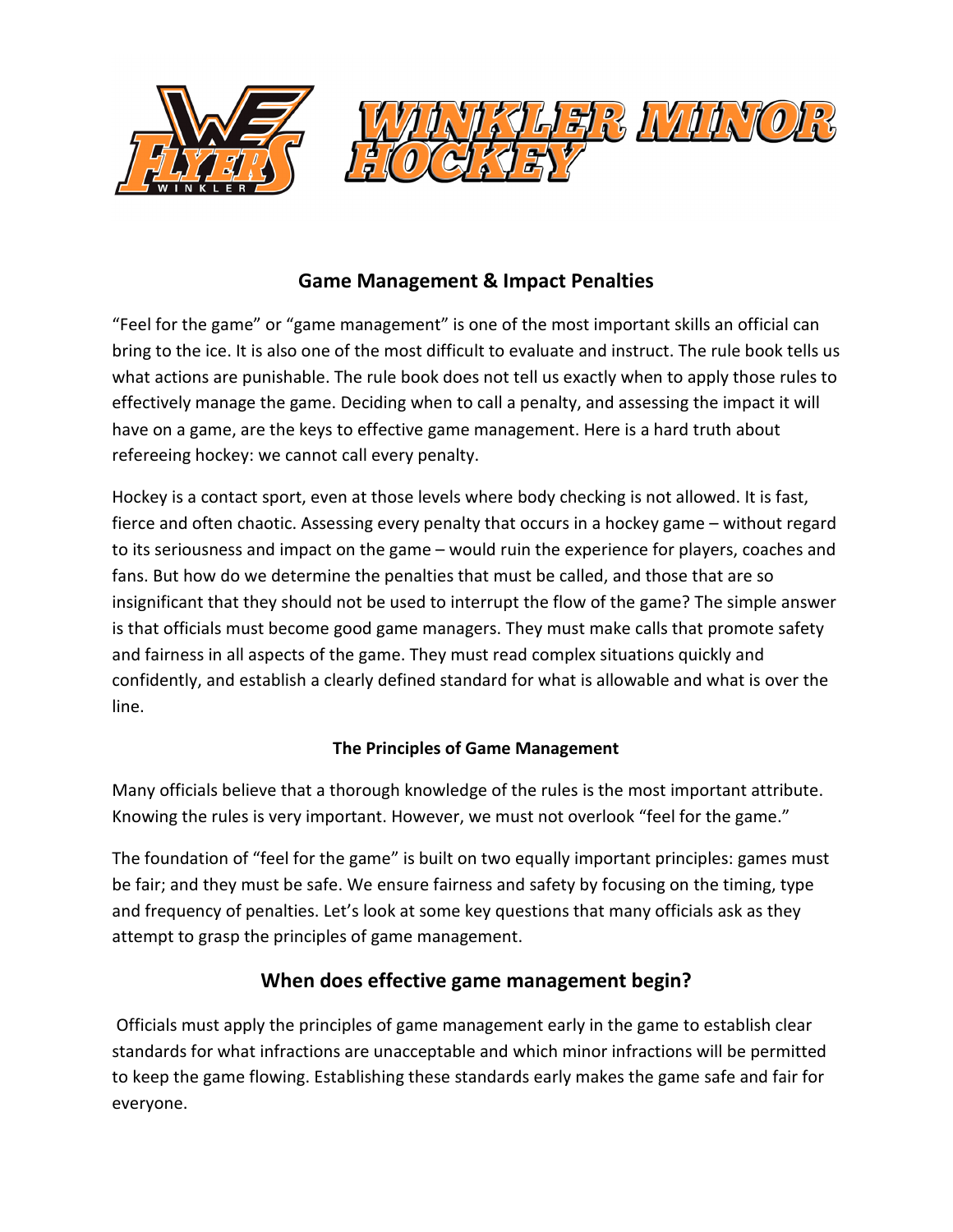# WINKLER MINOR HOCKEY

## Game Management & Impact Penalties

"Feel for the game" or "game management" is one of the most important skills an official can bring to the ice. It is also one of the most difficult to evaluate and instruct. The rule book tells us what actions are punishable. The rule book does not tell us exactly when to apply those rules to effectively manage the game. Deciding when to call a penalty, and assessing the impact it will have on a game, are the keys to effective game management. Here is a hard truth about refereeing hockey: we cannot call every penalty.

Hockey is a contact sport, even at those levels where body checking is not allowed. It is fast, fierce and often chaotic. Assessing every penalty that occurs in a hockey game – without regard to its seriousness and impact on the game – would ruin the experience for players, coaches and fans. But how do we determine the penalties that must be called, and those that are so insignificant that they should not be used to interrupt the flow of the game? The simple answer is that officials must become good game managers. They must make calls that promote safety and fairness in all aspects of the game. They must read complex situations quickly and confidently, and establish a clearly defined standard for what is allowable and what is over the line.

### The Principles of Game Management

Many officials believe that a thorough knowledge of the rules is the most important attribute. Knowing the rules is very important. However, we must not overlook "feel for the game."

The foundation of "feel for the game" is built on two equally important principles: games must be fair; and they must be safe. We ensure fairness and safety by focusing on the timing, type and frequency of penalties. Let's look at some key questions that many officials ask as they attempt to grasp the principles of game management.

## When does effective game management begin?

Officials must apply the principles of game management early in the game to establish clear standards for what infractions are unacceptable and which minor infractions will be permitted to keep the game flowing. Establishing these standards early makes the game safe and fair for everyone.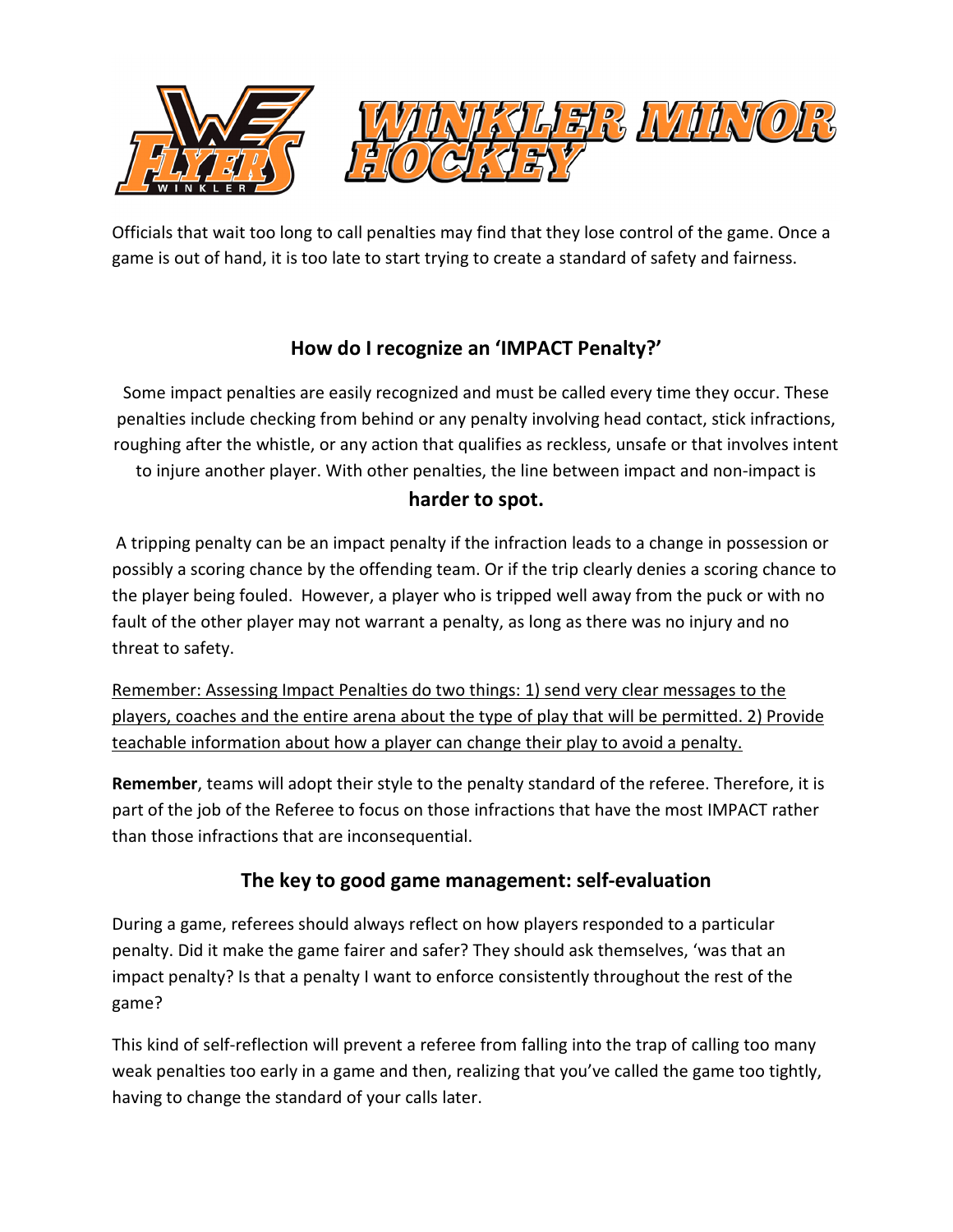Officials that wait too long to call penalties may find that they lose control of the game. Once a game is out of hand, it is too late to start trying to create a standard of safety and fairness.

## How do I recognize an 'IMPACT Penalty?'

Some impact penalties are easily recognized and must be called every time they occur. These penalties include checking from behind or any penalty involving head contact, stick infractions, roughing after the whistle, or any action that qualifies as reckless, unsafe or that involves intent to injure another player. With other penalties, the line between impact and non-impact is **harder to spot.**

A tripping penalty can be an impact penalty if the infraction leads to a change in possession or possibly a scoring chance by the offending team. Or if the trip clearly denies a scoring chance to the player being fouled. However, a player who is tripped well away from the puck or with no fault of the other player may not warrant a penalty, as long as there was no injury and no threat to safety.

<u>Remember: Assessing Impact Penalties do two things: 1) send very clear messages to the players, coaches and the entire arena about the type of play that will be permitted. 2) Provide teachable information about how a player can change their play to avoid a penalty.</u>

**Remember**, teams will adopt their style to the penalty standard of the referee. Therefore, it is part of the job of the Referee to focus on those infractions that have the most IMPACT rather than those infractions that are inconsequential.

## The key to good game management: self-evaluation

During a game, referees should always reflect on how players responded to a particular penalty. Did it make the game fairer and safer? They should ask themselves, 'was that an impact penalty? Is that a penalty I want to enforce consistently throughout the rest of the game?

This kind of self-reflection will prevent a referee from falling into the trap of calling too many weak penalties too early in a game and then, realizing that you've called the game too tightly, having to change the standard of your calls later.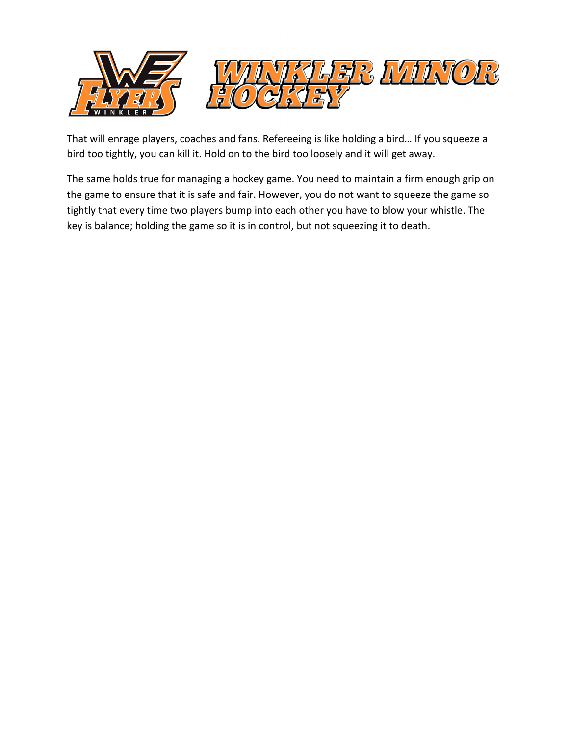That will enrage players, coaches and fans. Refereeing is like holding a bird… If you squeeze a bird too tightly, you can kill it. Hold on to the bird too loosely and it will get away.

The same holds true for managing a hockey game. You need to maintain a firm enough grip on the game to ensure that it is safe and fair. However, you do not want to squeeze the game so tightly that every time two players bump into each other you have to blow your whistle. The key is balance; holding the game so it is in control, but not squeezing it to death.